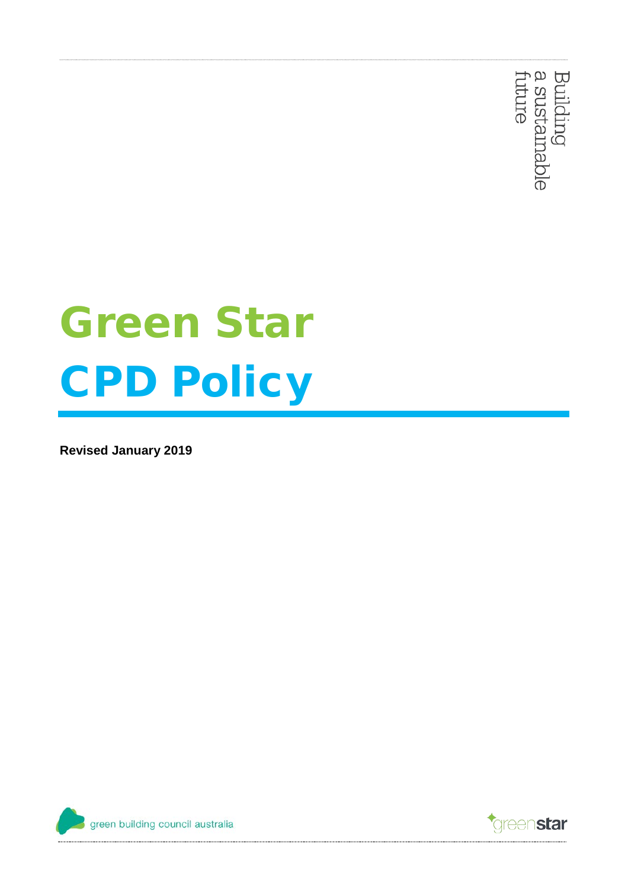Building a sustainable future

# Green Star CPD Policy

**Revised January 2019**

green building council australia

greenstar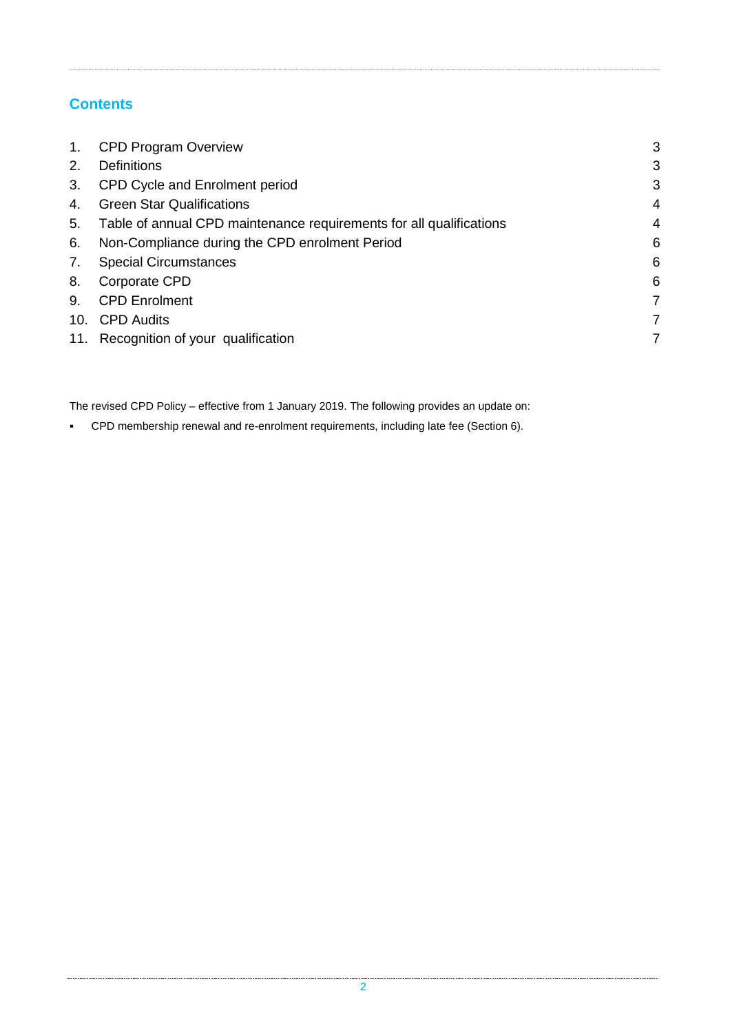## Contents

| | | |
|---|---|---|
| 1. | CPD Program Overview | 3 |
| 2. | Definitions | 3 |
| 3. | CPD Cycle and Enrolment period | 3 |
| 4. | Green Star Qualifications | 4 |
| 5. | Table of annual CPD maintenance requirements for all qualifications | 4 |
| 6. | Non-Compliance during the CPD enrolment Period | 6 |
| 7. | Special Circumstances | 6 |
| 8. | Corporate CPD | 6 |
| 9. | CPD Enrolment | 7 |
| 10. | CPD Audits | 7 |
| 11. | Recognition of your qualification | 7 |

The revised CPD Policy – effective from 1 January 2019. The following provides an update on:

- CPD membership renewal and re-enrolment requirements, including late fee (Section 6).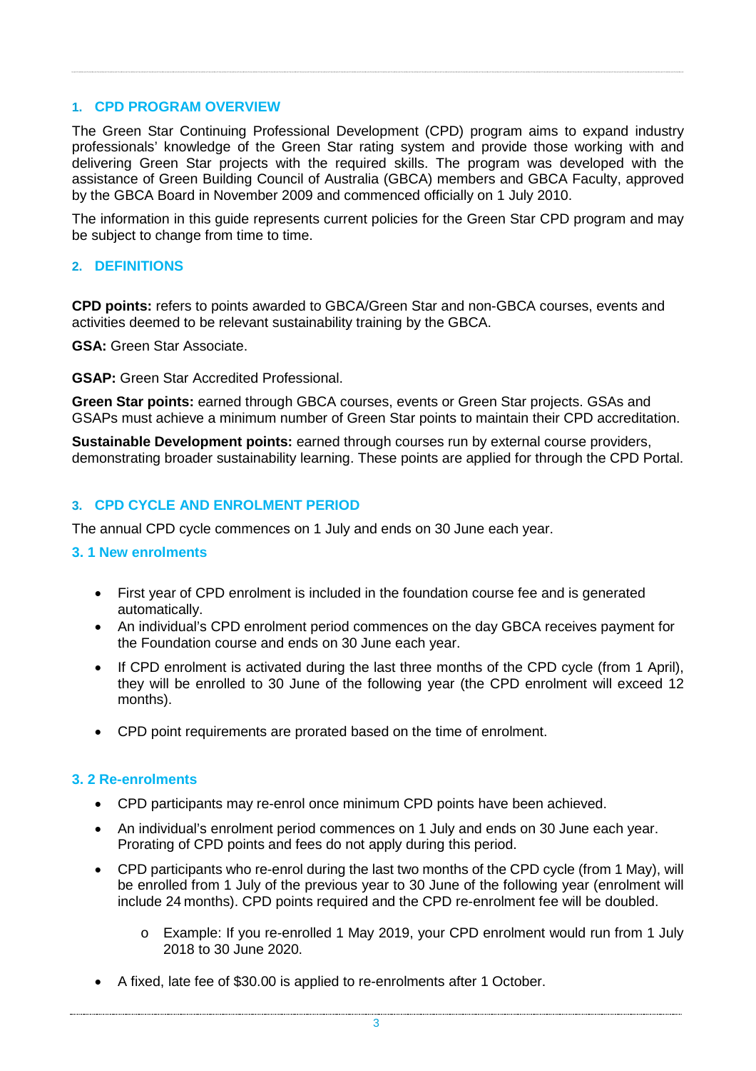## 1. CPD PROGRAM OVERVIEW

The Green Star Continuing Professional Development (CPD) program aims to expand industry professionals' knowledge of the Green Star rating system and provide those working with and delivering Green Star projects with the required skills. The program was developed with the assistance of Green Building Council of Australia (GBCA) members and GBCA Faculty, approved by the GBCA Board in November 2009 and commenced officially on 1 July 2010.

The information in this guide represents current policies for the Green Star CPD program and may be subject to change from time to time.

## 2. DEFINITIONS

**CPD points:** refers to points awarded to GBCA/Green Star and non-GBCA courses, events and activities deemed to be relevant sustainability training by the GBCA.

**GSA:** Green Star Associate.

**GSAP:** Green Star Accredited Professional.

**Green Star points:** earned through GBCA courses, events or Green Star projects. GSAs and GSAPs must achieve a minimum number of Green Star points to maintain their CPD accreditation.

**Sustainable Development points:** earned through courses run by external course providers, demonstrating broader sustainability learning. These points are applied for through the CPD Portal.

## 3. CPD CYCLE AND ENROLMENT PERIOD

The annual CPD cycle commences on 1 July and ends on 30 June each year.

### 3. 1 New enrolments

- First year of CPD enrolment is included in the foundation course fee and is generated automatically.
- An individual's CPD enrolment period commences on the day GBCA receives payment for the Foundation course and ends on 30 June each year.
- If CPD enrolment is activated during the last three months of the CPD cycle (from 1 April), they will be enrolled to 30 June of the following year (the CPD enrolment will exceed 12 months).
- CPD point requirements are prorated based on the time of enrolment.

### 3. 2 Re-enrolments

- CPD participants may re-enrol once minimum CPD points have been achieved.
- An individual's enrolment period commences on 1 July and ends on 30 June each year. Prorating of CPD points and fees do not apply during this period.
- CPD participants who re-enrol during the last two months of the CPD cycle (from 1 May), will be enrolled from 1 July of the previous year to 30 June of the following year (enrolment will include 24 months). CPD points required and the CPD re-enrolment fee will be doubled.
  - Example: If you re-enrolled 1 May 2019, your CPD enrolment would run from 1 July 2018 to 30 June 2020.
- A fixed, late fee of $30.00 is applied to re-enrolments after 1 October.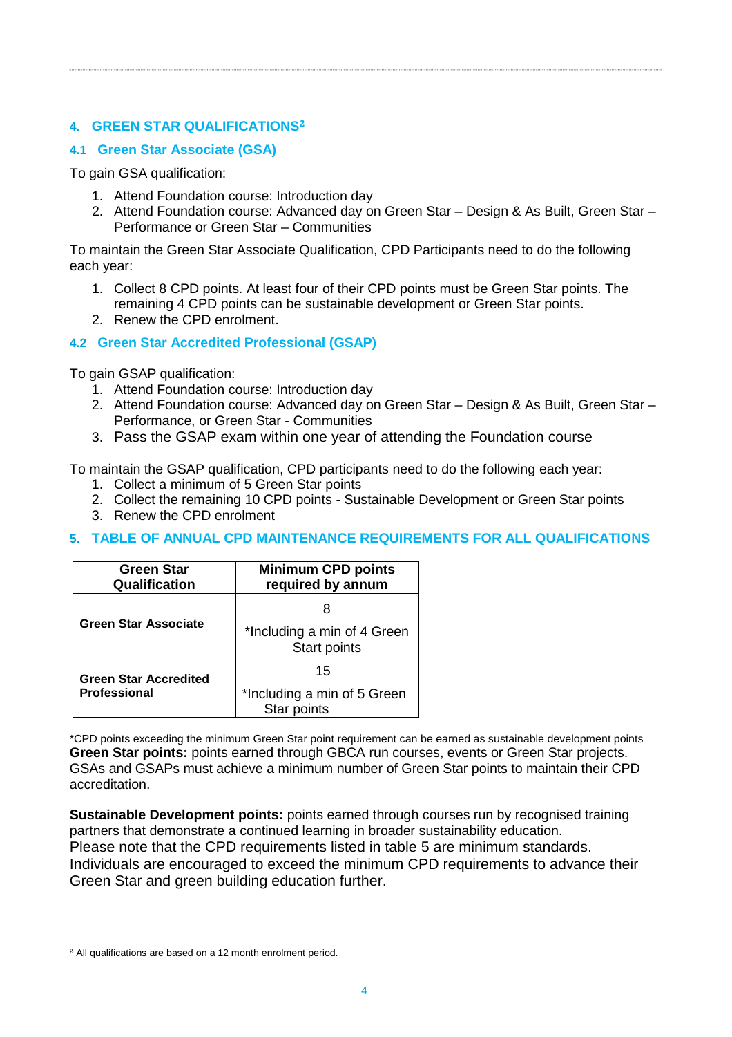## 4. GREEN STAR QUALIFICATIONS[2]

### 4.1 Green Star Associate (GSA)

To gain GSA qualification:

1. Attend Foundation course: Introduction day
2. Attend Foundation course: Advanced day on Green Star – Design & As Built, Green Star – Performance or Green Star – Communities

To maintain the Green Star Associate Qualification, CPD Participants need to do the following each year:

1. Collect 8 CPD points. At least four of their CPD points must be Green Star points. The remaining 4 CPD points can be sustainable development or Green Star points.
2. Renew the CPD enrolment.

### 4.2 Green Star Accredited Professional (GSAP)

To gain GSAP qualification:

1. Attend Foundation course: Introduction day
2. Attend Foundation course: Advanced day on Green Star – Design & As Built, Green Star – Performance, or Green Star - Communities
3. Pass the GSAP exam within one year of attending the Foundation course

To maintain the GSAP qualification, CPD participants need to do the following each year:

1. Collect a minimum of 5 Green Star points
2. Collect the remaining 10 CPD points - Sustainable Development or Green Star points
3. Renew the CPD enrolment

## 5. TABLE OF ANNUAL CPD MAINTENANCE REQUIREMENTS FOR ALL QUALIFICATIONS

| Green Star Qualification | Minimum CPD points required by annum |
|---|---|
| **Green Star Associate** | 8<br>*Including a min of 4 Green Start points |
| **Green Star Accredited Professional** | 15<br>*Including a min of 5 Green Star points |

*CPD points exceeding the minimum Green Star point requirement can be earned as sustainable development points

**Green Star points:** points earned through GBCA run courses, events or Green Star projects. GSAs and GSAPs must achieve a minimum number of Green Star points to maintain their CPD accreditation.

**Sustainable Development points:** points earned through courses run by recognised training partners that demonstrate a continued learning in broader sustainability education.
Please note that the CPD requirements listed in table 5 are minimum standards. Individuals are encouraged to exceed the minimum CPD requirements to advance their Green Star and green building education further.

[2] All qualifications are based on a 12 month enrolment period.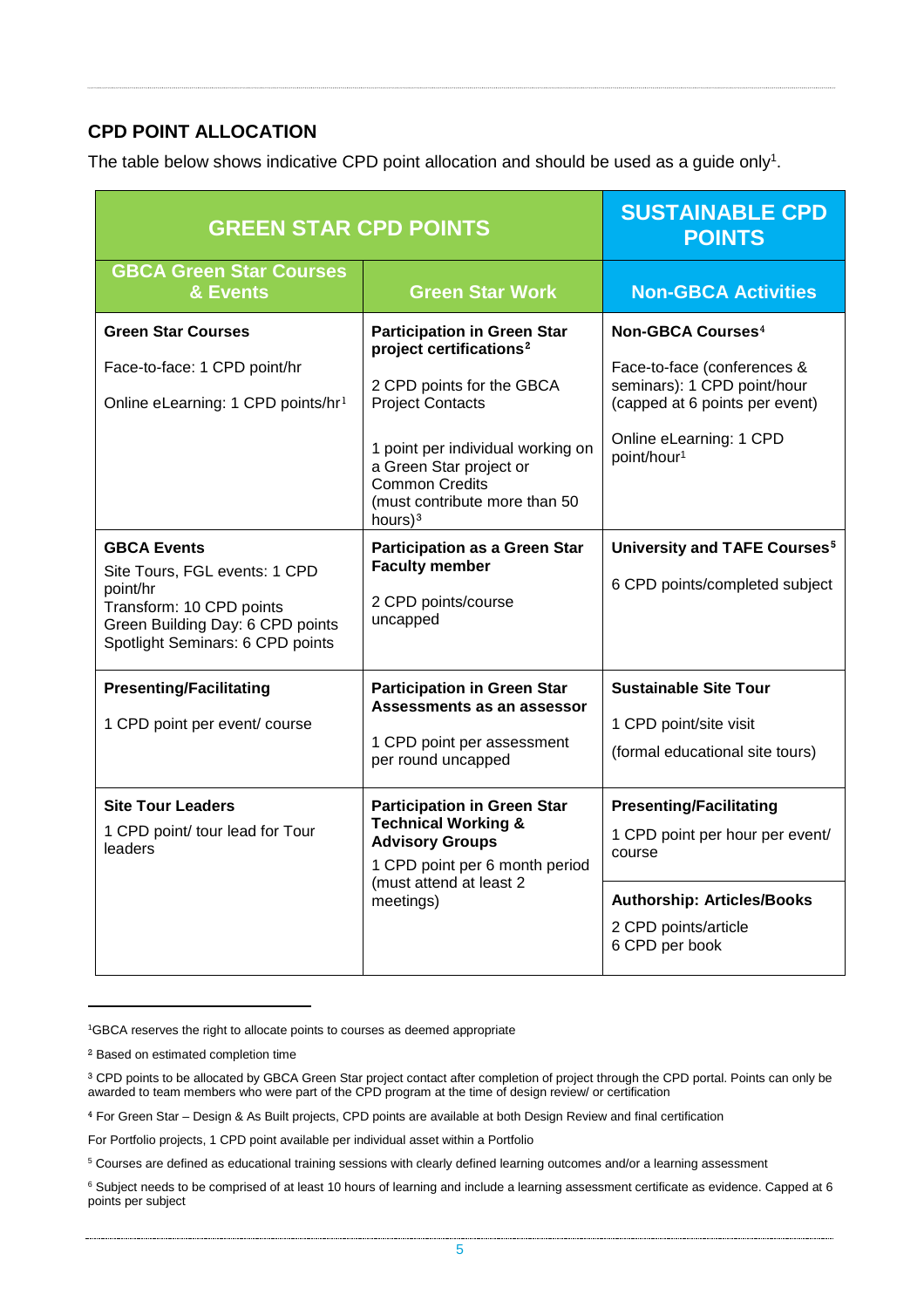## CPD POINT ALLOCATION

The table below shows indicative CPD point allocation and should be used as a guide only[1].

| GREEN STAR CPD POINTS | | SUSTAINABLE CPD POINTS |
|---|---|---|
| **GBCA Green Star Courses & Events** | **Green Star Work** | **Non-GBCA Activities** |
| **Green Star Courses**<br><br>Face-to-face: 1 CPD point/hr<br><br>Online eLearning: 1 CPD points/hr[1] | **Participation in Green Star project certifications[2]**<br><br>2 CPD points for the GBCA Project Contacts<br><br>1 point per individual working on a Green Star project or Common Credits (must contribute more than 50 hours)[3] | **Non-GBCA Courses[4]**<br><br>Face-to-face (conferences & seminars): 1 CPD point/hour (capped at 6 points per event)<br><br>Online eLearning: 1 CPD point/hour[1] |
| **GBCA Events**<br>Site Tours, FGL events: 1 CPD point/hr<br>Transform: 10 CPD points<br>Green Building Day: 6 CPD points<br>Spotlight Seminars: 6 CPD points | **Participation as a Green Star Faculty member**<br><br>2 CPD points/course uncapped | **University and TAFE Courses[5]**<br><br>6 CPD points/completed subject |
| **Presenting/Facilitating**<br><br>1 CPD point per event/ course | **Participation in Green Star Assessments as an assessor**<br><br>1 CPD point per assessment per round uncapped | **Sustainable Site Tour**<br><br>1 CPD point/site visit<br><br>(formal educational site tours) |
| **Site Tour Leaders**<br>1 CPD point/ tour lead for Tour leaders | **Participation in Green Star Technical Working & Advisory Groups**<br>1 CPD point per 6 month period (must attend at least 2 meetings) | **Presenting/Facilitating**<br><br>1 CPD point per hour per event/ course<br><br>**Authorship: Articles/Books**<br><br>2 CPD points/article<br>6 CPD per book |

[1]GBCA reserves the right to allocate points to courses as deemed appropriate

[2] Based on estimated completion time

[3] CPD points to be allocated by GBCA Green Star project contact after completion of project through the CPD portal. Points can only be awarded to team members who were part of the CPD program at the time of design review/ or certification

[4] For Green Star – Design & As Built projects, CPD points are available at both Design Review and final certification

For Portfolio projects, 1 CPD point available per individual asset within a Portfolio

[5] Courses are defined as educational training sessions with clearly defined learning outcomes and/or a learning assessment

[6] Subject needs to be comprised of at least 10 hours of learning and include a learning assessment certificate as evidence. Capped at 6 points per subject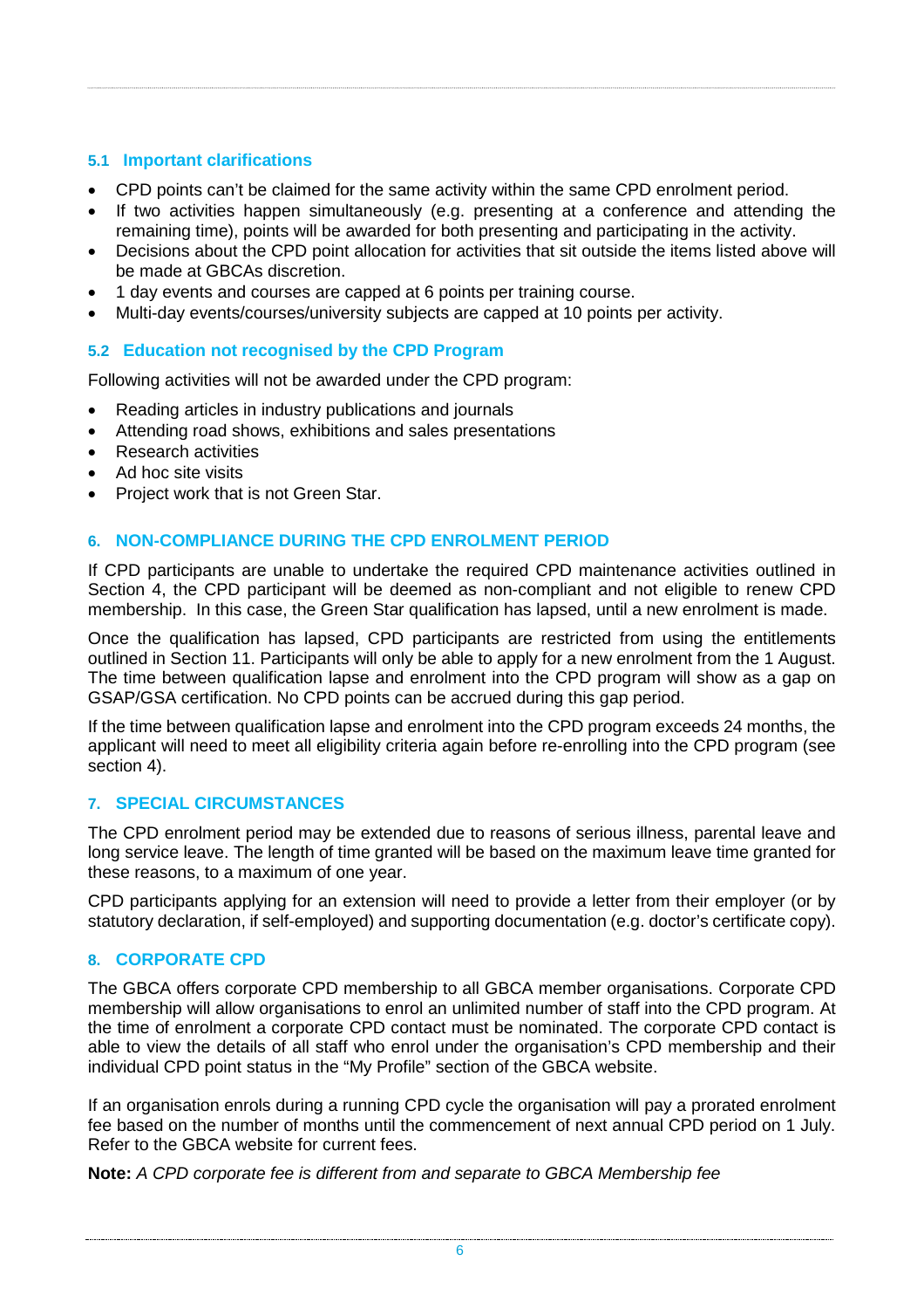### 5.1 Important clarifications

- CPD points can't be claimed for the same activity within the same CPD enrolment period.
- If two activities happen simultaneously (e.g. presenting at a conference and attending the remaining time), points will be awarded for both presenting and participating in the activity.
- Decisions about the CPD point allocation for activities that sit outside the items listed above will be made at GBCAs discretion.
- 1 day events and courses are capped at 6 points per training course.
- Multi-day events/courses/university subjects are capped at 10 points per activity.

### 5.2 Education not recognised by the CPD Program

Following activities will not be awarded under the CPD program:

- Reading articles in industry publications and journals
- Attending road shows, exhibitions and sales presentations
- Research activities
- Ad hoc site visits
- Project work that is not Green Star.

## 6. NON-COMPLIANCE DURING THE CPD ENROLMENT PERIOD

If CPD participants are unable to undertake the required CPD maintenance activities outlined in Section 4, the CPD participant will be deemed as non-compliant and not eligible to renew CPD membership. In this case, the Green Star qualification has lapsed, until a new enrolment is made.

Once the qualification has lapsed, CPD participants are restricted from using the entitlements outlined in Section 11. Participants will only be able to apply for a new enrolment from the 1 August. The time between qualification lapse and enrolment into the CPD program will show as a gap on GSAP/GSA certification. No CPD points can be accrued during this gap period.

If the time between qualification lapse and enrolment into the CPD program exceeds 24 months, the applicant will need to meet all eligibility criteria again before re-enrolling into the CPD program (see section 4).

## 7. SPECIAL CIRCUMSTANCES

The CPD enrolment period may be extended due to reasons of serious illness, parental leave and long service leave. The length of time granted will be based on the maximum leave time granted for these reasons, to a maximum of one year.

CPD participants applying for an extension will need to provide a letter from their employer (or by statutory declaration, if self-employed) and supporting documentation (e.g. doctor's certificate copy).

## 8. CORPORATE CPD

The GBCA offers corporate CPD membership to all GBCA member organisations. Corporate CPD membership will allow organisations to enrol an unlimited number of staff into the CPD program. At the time of enrolment a corporate CPD contact must be nominated. The corporate CPD contact is able to view the details of all staff who enrol under the organisation's CPD membership and their individual CPD point status in the "My Profile" section of the GBCA website.

If an organisation enrols during a running CPD cycle the organisation will pay a prorated enrolment fee based on the number of months until the commencement of next annual CPD period on 1 July. Refer to the GBCA website for current fees.

**Note:** *A CPD corporate fee is different from and separate to GBCA Membership fee*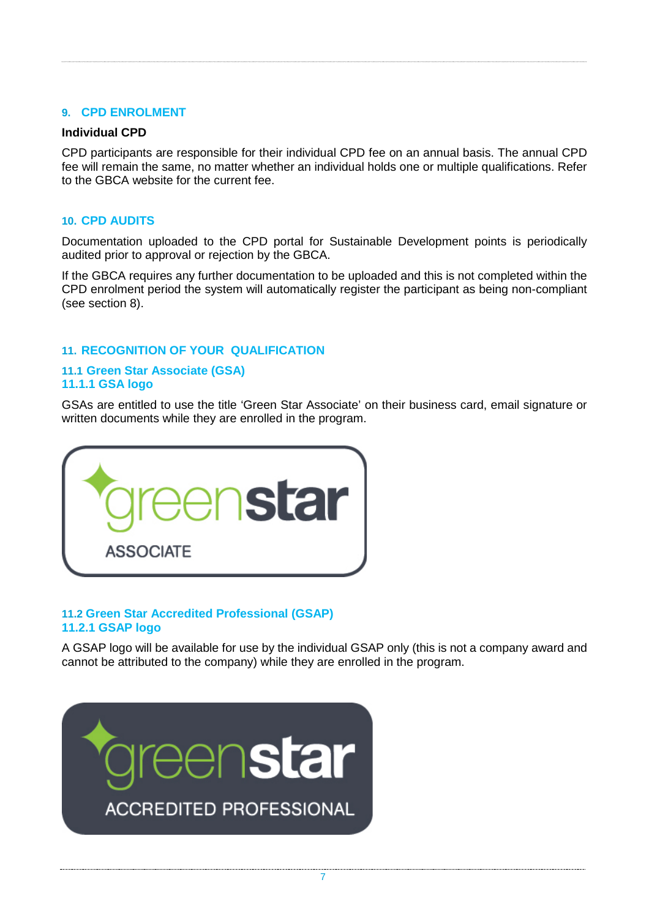## 9. CPD ENROLMENT

**Individual CPD**

CPD participants are responsible for their individual CPD fee on an annual basis. The annual CPD fee will remain the same, no matter whether an individual holds one or multiple qualifications. Refer to the GBCA website for the current fee.

## 10. CPD AUDITS

Documentation uploaded to the CPD portal for Sustainable Development points is periodically audited prior to approval or rejection by the GBCA.

If the GBCA requires any further documentation to be uploaded and this is not completed within the CPD enrolment period the system will automatically register the participant as being non-compliant (see section 8).

## 11. RECOGNITION OF YOUR QUALIFICATION

### 11.1 Green Star Associate (GSA)

#### 11.1.1 GSA logo

GSAs are entitled to use the title 'Green Star Associate' on their business card, email signature or written documents while they are enrolled in the program.

### 11.2 Green Star Accredited Professional (GSAP)

#### 11.2.1 GSAP logo

A GSAP logo will be available for use by the individual GSAP only (this is not a company award and cannot be attributed to the company) while they are enrolled in the program.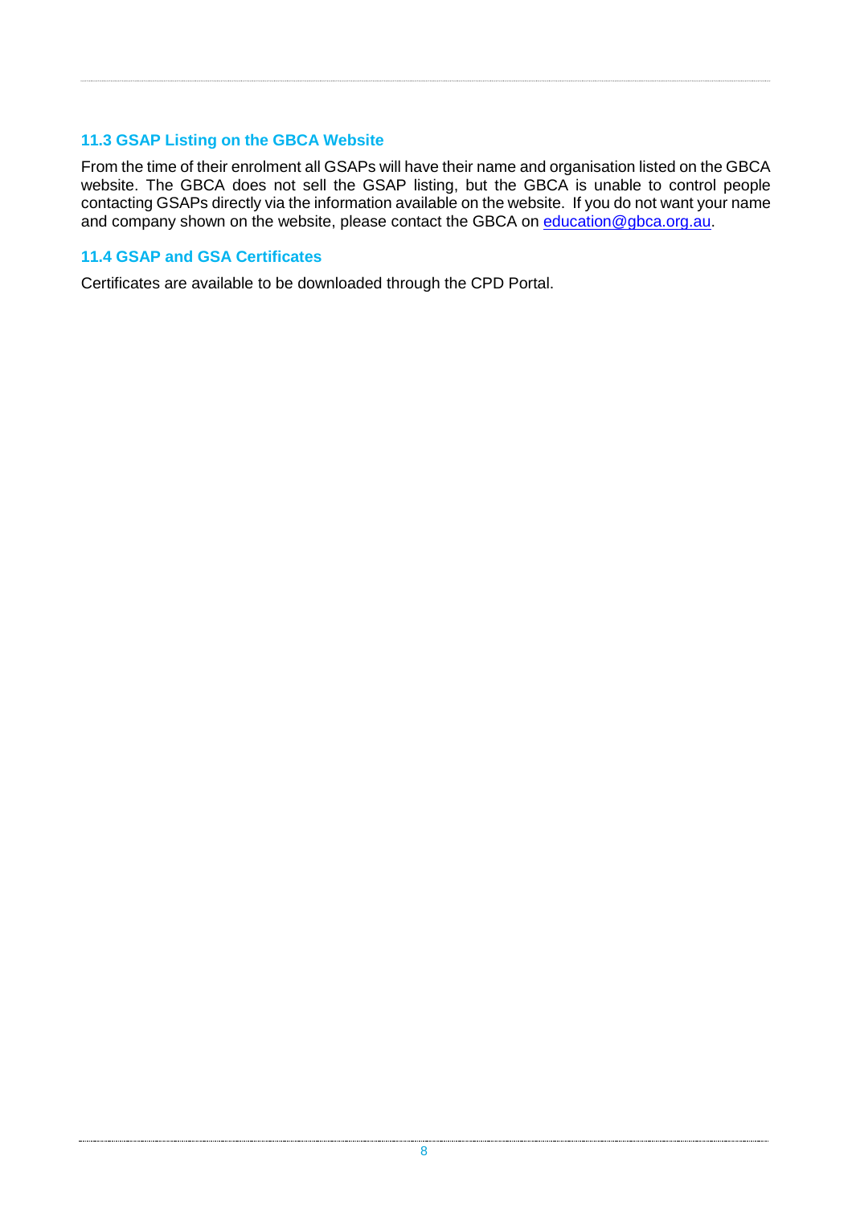### 11.3 GSAP Listing on the GBCA Website

From the time of their enrolment all GSAPs will have their name and organisation listed on the GBCA website. The GBCA does not sell the GSAP listing, but the GBCA is unable to control people contacting GSAPs directly via the information available on the website. If you do not want your name and company shown on the website, please contact the GBCA on [education@gbca.org.au](mailto:education@gbca.org.au).

### 11.4 GSAP and GSA Certificates

Certificates are available to be downloaded through the CPD Portal.